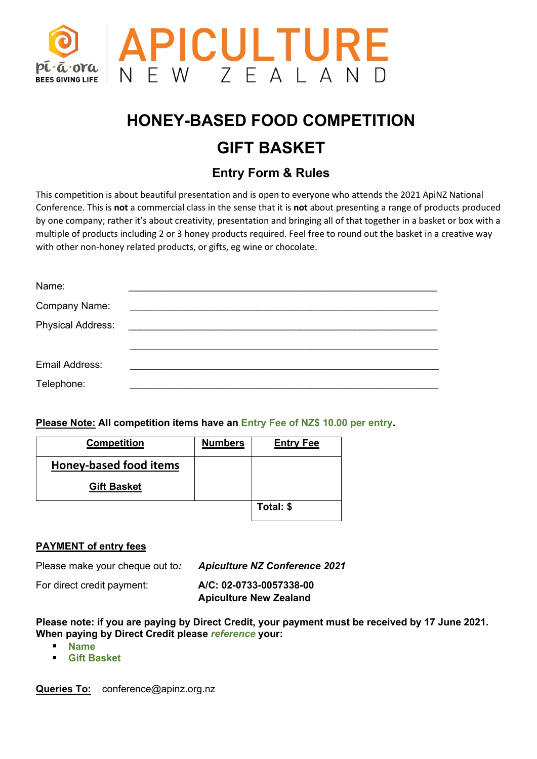pi·a·ora BEES GIVING LIFE

**APICULTURE**
N E W Z E A L A N D

# HONEY-BASED FOOD COMPETITION

# GIFT BASKET

## Entry Form & Rules

This competition is about beautiful presentation and is open to everyone who attends the 2021 ApiNZ National Conference. This is **not** a commercial class in the sense that it is **not** about presenting a range of products produced by one company; rather it's about creativity, presentation and bringing all of that together in a basket or box with a multiple of products including 2 or 3 honey products required. Feel free to round out the basket in a creative way with other non-honey related products, or gifts, eg wine or chocolate.

Name: ____________________________________________

Company Name: ____________________________________________

Physical Address: ____________________________________________

____________________________________________

Email Address: ____________________________________________

Telephone: ____________________________________________

**Please Note: All competition items have an Entry Fee of NZ$ 10.00 per entry.**

| **Competition** | **Numbers** | **Entry Fee** |
|---|---|---|
| **Honey-based food items**<br>**Gift Basket** | | |
| | | **Total: $** |

**PAYMENT of entry fees**

Please make your cheque out to: ***Apiculture NZ Conference 2021***

For direct credit payment: **A/C: 02-0733-0057338-00**
**Apiculture New Zealand**

**Please note: if you are paying by Direct Credit, your payment must be received by 17 June 2021. When paying by Direct Credit please *reference* your:**

- **Name**
- **Gift Basket**

**Queries To:** conference@apinz.org.nz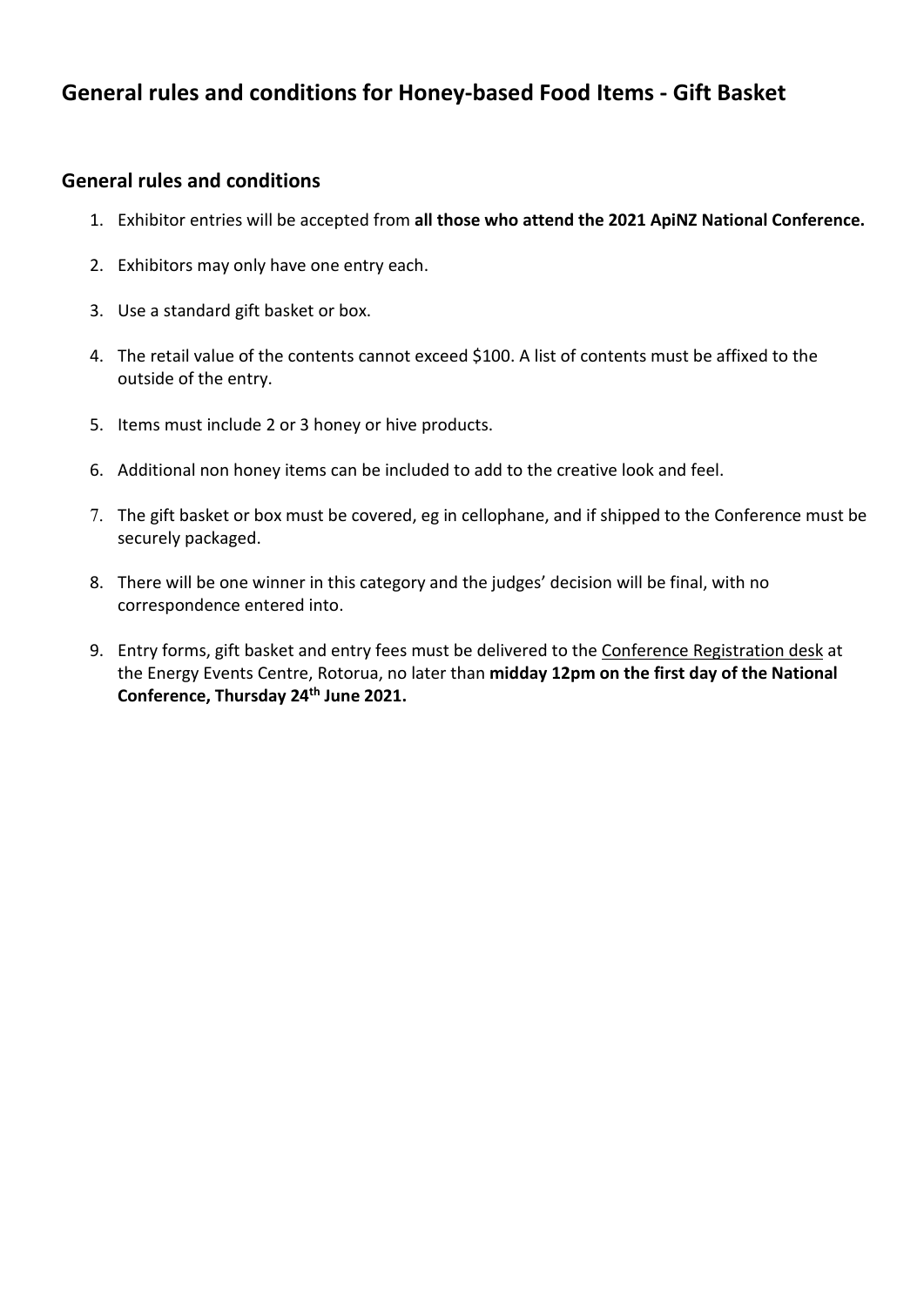# General rules and conditions for Honey-based Food Items - Gift Basket

## General rules and conditions

1. Exhibitor entries will be accepted from **all those who attend the 2021 ApiNZ National Conference.**
2. Exhibitors may only have one entry each.
3. Use a standard gift basket or box.
4. The retail value of the contents cannot exceed $100. A list of contents must be affixed to the outside of the entry.
5. Items must include 2 or 3 honey or hive products.
6. Additional non honey items can be included to add to the creative look and feel.
7. The gift basket or box must be covered, eg in cellophane, and if shipped to the Conference must be securely packaged.
8. There will be one winner in this category and the judges' decision will be final, with no correspondence entered into.
9. Entry forms, gift basket and entry fees must be delivered to the Conference Registration desk at the Energy Events Centre, Rotorua, no later than **midday 12pm on the first day of the National Conference, Thursday 24th June 2021.**